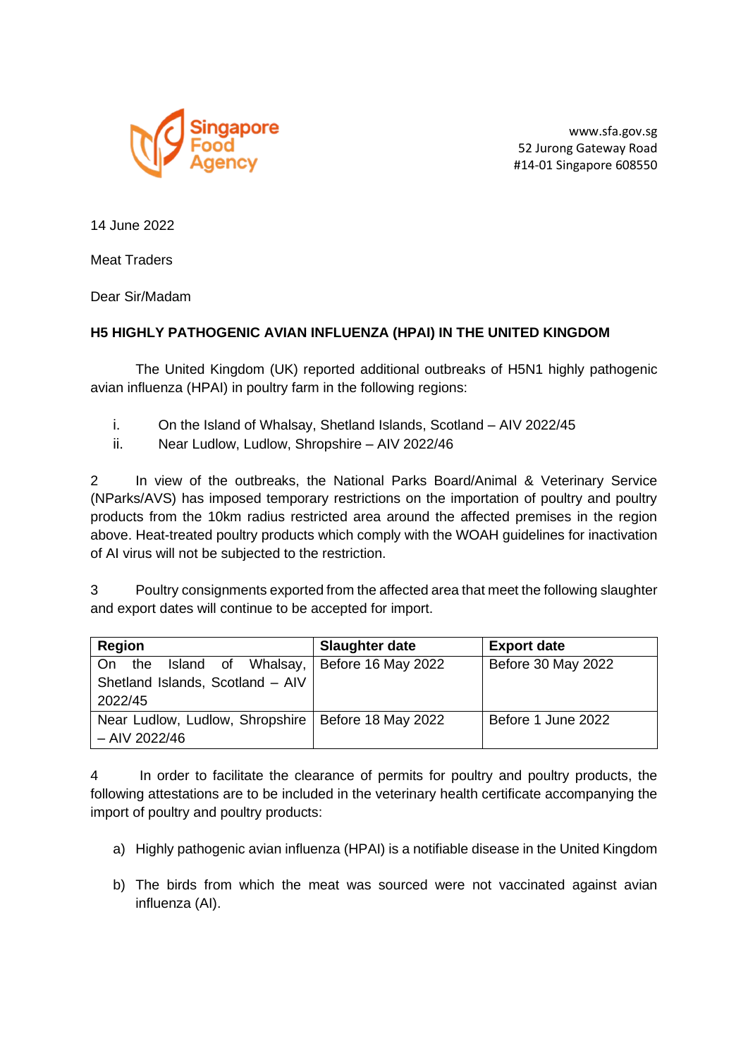Singapore Food Agency

www.sfa.gov.sg
52 Jurong Gateway Road
#14-01 Singapore 608550

14 June 2022

Meat Traders

Dear Sir/Madam

**H5 HIGHLY PATHOGENIC AVIAN INFLUENZA (HPAI) IN THE UNITED KINGDOM**

The United Kingdom (UK) reported additional outbreaks of H5N1 highly pathogenic avian influenza (HPAI) in poultry farm in the following regions:

i. On the Island of Whalsay, Shetland Islands, Scotland – AIV 2022/45
ii. Near Ludlow, Ludlow, Shropshire – AIV 2022/46

2 In view of the outbreaks, the National Parks Board/Animal & Veterinary Service (NParks/AVS) has imposed temporary restrictions on the importation of poultry and poultry products from the 10km radius restricted area around the affected premises in the region above. Heat-treated poultry products which comply with the WOAH guidelines for inactivation of AI virus will not be subjected to the restriction.

3 Poultry consignments exported from the affected area that meet the following slaughter and export dates will continue to be accepted for import.

| Region | Slaughter date | Export date |
|---|---|---|
| On the Island of Whalsay, Shetland Islands, Scotland – AIV 2022/45 | Before 16 May 2022 | Before 30 May 2022 |
| Near Ludlow, Ludlow, Shropshire – AIV 2022/46 | Before 18 May 2022 | Before 1 June 2022 |

4 In order to facilitate the clearance of permits for poultry and poultry products, the following attestations are to be included in the veterinary health certificate accompanying the import of poultry and poultry products:

a) Highly pathogenic avian influenza (HPAI) is a notifiable disease in the United Kingdom

b) The birds from which the meat was sourced were not vaccinated against avian influenza (AI).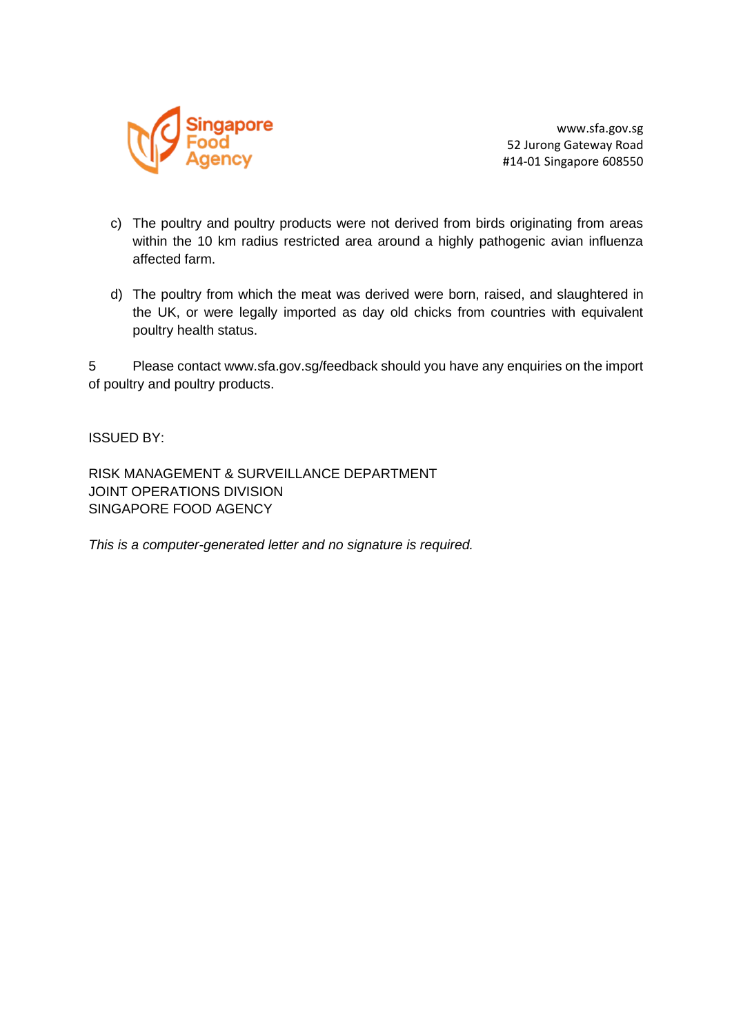c) The poultry and poultry products were not derived from birds originating from areas within the 10 km radius restricted area around a highly pathogenic avian influenza affected farm.

d) The poultry from which the meat was derived were born, raised, and slaughtered in the UK, or were legally imported as day old chicks from countries with equivalent poultry health status.

5 Please contact www.sfa.gov.sg/feedback should you have any enquiries on the import of poultry and poultry products.

ISSUED BY:

RISK MANAGEMENT & SURVEILLANCE DEPARTMENT
JOINT OPERATIONS DIVISION
SINGAPORE FOOD AGENCY

*This is a computer-generated letter and no signature is required.*